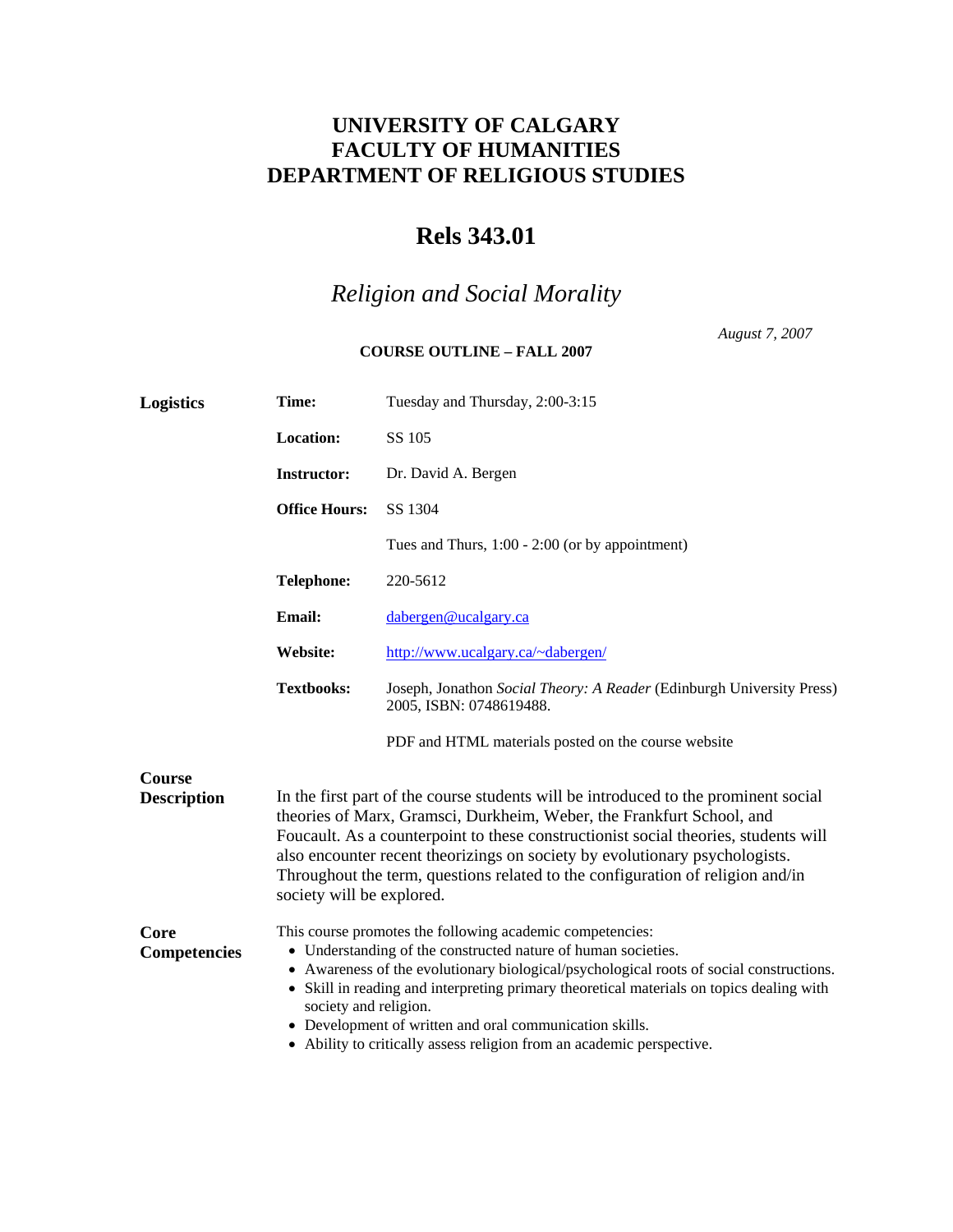# UNIVERSITY OF CALGARY
# FACULTY OF HUMANITIES
# DEPARTMENT OF RELIGIOUS STUDIES

## Rels 343.01

## *Religion and Social Morality*

*August 7, 2007*

**COURSE OUTLINE – FALL 2007**

**Logistics**

| | |
|---|---|
| **Time:** | Tuesday and Thursday, 2:00-3:15 |
| **Location:** | SS 105 |
| **Instructor:** | Dr. David A. Bergen |
| **Office Hours:** | SS 1304 |
| | Tues and Thurs, 1:00 - 2:00 (or by appointment) |
| **Telephone:** | 220-5612 |
| **Email:** | dabergen@ucalgary.ca |
| **Website:** | http://www.ucalgary.ca/~dabergen/ |
| **Textbooks:** | Joseph, Jonathon *Social Theory: A Reader* (Edinburgh University Press) 2005, ISBN: 0748619488. |
| | PDF and HTML materials posted on the course website |

**Course Description**

In the first part of the course students will be introduced to the prominent social theories of Marx, Gramsci, Durkheim, Weber, the Frankfurt School, and Foucault. As a counterpoint to these constructionist social theories, students will also encounter recent theorizings on society by evolutionary psychologists. Throughout the term, questions related to the configuration of religion and/in society will be explored.

**Core Competencies**

This course promotes the following academic competencies:

- Understanding of the constructed nature of human societies.
- Awareness of the evolutionary biological/psychological roots of social constructions.
- Skill in reading and interpreting primary theoretical materials on topics dealing with society and religion.
- Development of written and oral communication skills.
- Ability to critically assess religion from an academic perspective.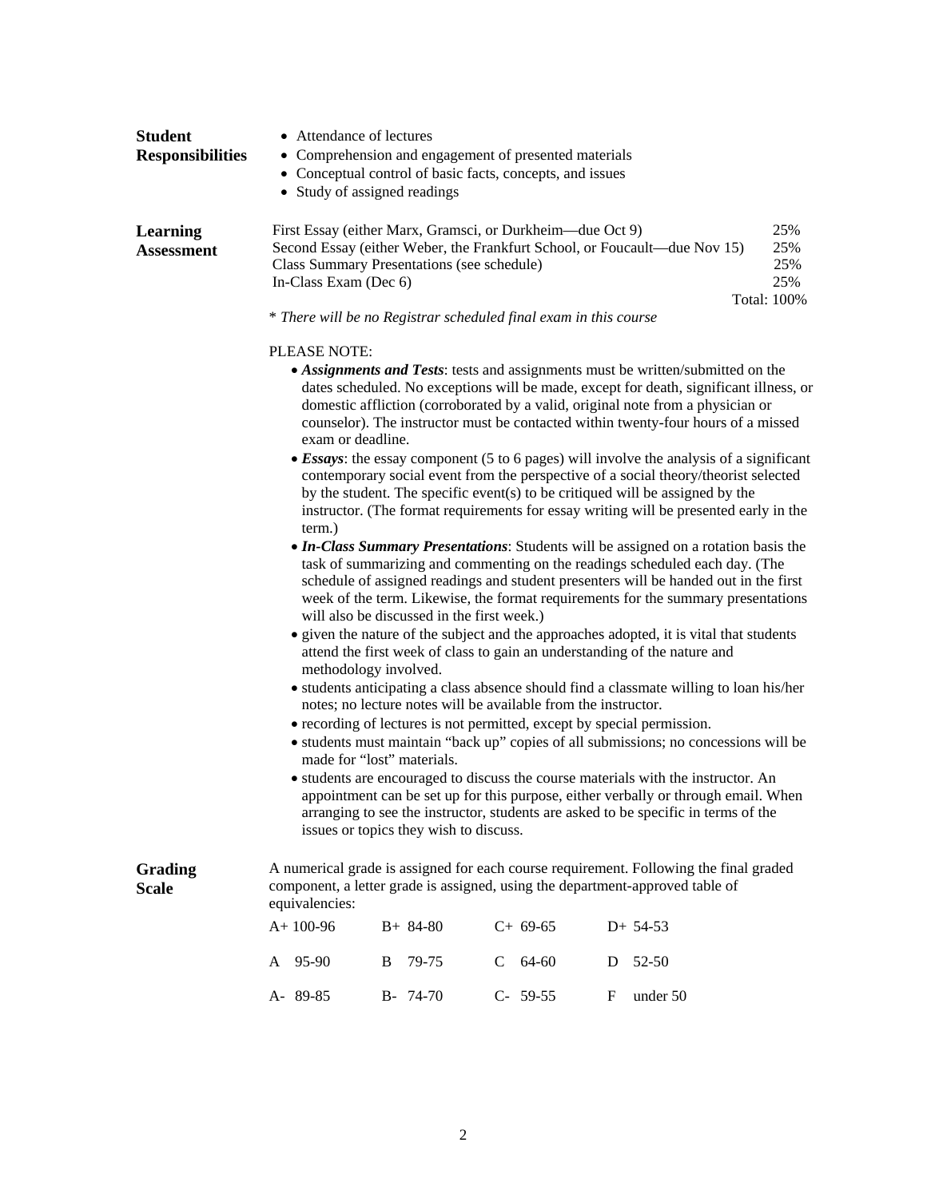## Student Responsibilities

- Attendance of lectures
- Comprehension and engagement of presented materials
- Conceptual control of basic facts, concepts, and issues
- Study of assigned readings

## Learning Assessment

| Component | Weight |
|---|---|
| First Essay (either Marx, Gramsci, or Durkheim—due Oct 9) | 25% |
| Second Essay (either Weber, the Frankfurt School, or Foucault—due Nov 15) | 25% |
| Class Summary Presentations (see schedule) | 25% |
| In-Class Exam (Dec 6) | 25% |
| | Total: 100% |

\* *There will be no Registrar scheduled final exam in this course*

PLEASE NOTE:

- ***Assignments and Tests***: tests and assignments must be written/submitted on the dates scheduled. No exceptions will be made, except for death, significant illness, or domestic affliction (corroborated by a valid, original note from a physician or counselor). The instructor must be contacted within twenty-four hours of a missed exam or deadline.
- ***Essays***: the essay component (5 to 6 pages) will involve the analysis of a significant contemporary social event from the perspective of a social theory/theorist selected by the student. The specific event(s) to be critiqued will be assigned by the instructor. (The format requirements for essay writing will be presented early in the term.)
- ***In-Class Summary Presentations***: Students will be assigned on a rotation basis the task of summarizing and commenting on the readings scheduled each day. (The schedule of assigned readings and student presenters will be handed out in the first week of the term. Likewise, the format requirements for the summary presentations will also be discussed in the first week.)
- given the nature of the subject and the approaches adopted, it is vital that students attend the first week of class to gain an understanding of the nature and methodology involved.
- students anticipating a class absence should find a classmate willing to loan his/her notes; no lecture notes will be available from the instructor.
- recording of lectures is not permitted, except by special permission.
- students must maintain "back up" copies of all submissions; no concessions will be made for "lost" materials.
- students are encouraged to discuss the course materials with the instructor. An appointment can be set up for this purpose, either verbally or through email. When arranging to see the instructor, students are asked to be specific in terms of the issues or topics they wish to discuss.

## Grading Scale

A numerical grade is assigned for each course requirement. Following the final graded component, a letter grade is assigned, using the department-approved table of equivalencies:

| | | | |
|---|---|---|---|
| A+ 100-96 | B+ 84-80 | C+ 69-65 | D+ 54-53 |
| A 95-90 | B 79-75 | C 64-60 | D 52-50 |
| A- 89-85 | B- 74-70 | C- 59-55 | F under 50 |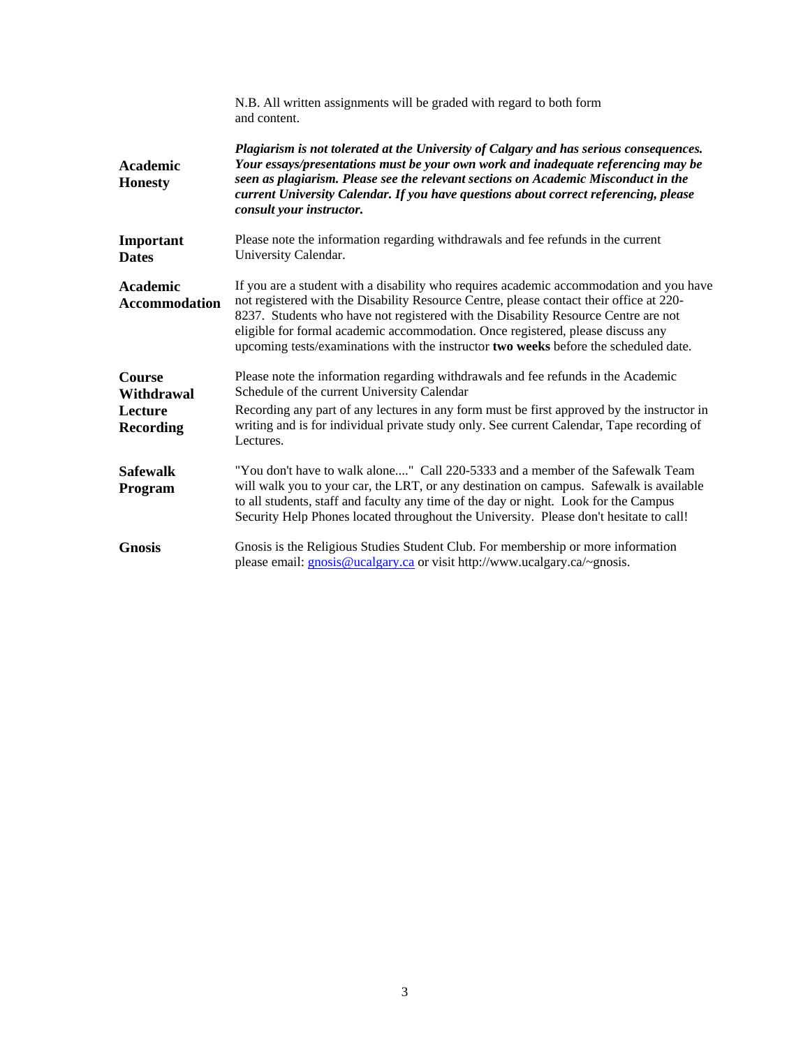N.B. All written assignments will be graded with regard to both form and content.

**Academic Honesty**

***Plagiarism is not tolerated at the University of Calgary and has serious consequences. Your essays/presentations must be your own work and inadequate referencing may be seen as plagiarism. Please see the relevant sections on Academic Misconduct in the current University Calendar. If you have questions about correct referencing, please consult your instructor.***

**Important Dates**

Please note the information regarding withdrawals and fee refunds in the current University Calendar.

**Academic Accommodation**

If you are a student with a disability who requires academic accommodation and you have not registered with the Disability Resource Centre, please contact their office at 220-8237. Students who have not registered with the Disability Resource Centre are not eligible for formal academic accommodation. Once registered, please discuss any upcoming tests/examinations with the instructor **two weeks** before the scheduled date.

**Course Withdrawal**

Please note the information regarding withdrawals and fee refunds in the Academic Schedule of the current University Calendar

**Lecture Recording**

Recording any part of any lectures in any form must be first approved by the instructor in writing and is for individual private study only. See current Calendar, Tape recording of Lectures.

**Safewalk Program**

"You don't have to walk alone...." Call 220-5333 and a member of the Safewalk Team will walk you to your car, the LRT, or any destination on campus. Safewalk is available to all students, staff and faculty any time of the day or night. Look for the Campus Security Help Phones located throughout the University. Please don't hesitate to call!

**Gnosis**

Gnosis is the Religious Studies Student Club. For membership or more information please email: gnosis@ucalgary.ca or visit http://www.ucalgary.ca/~gnosis.